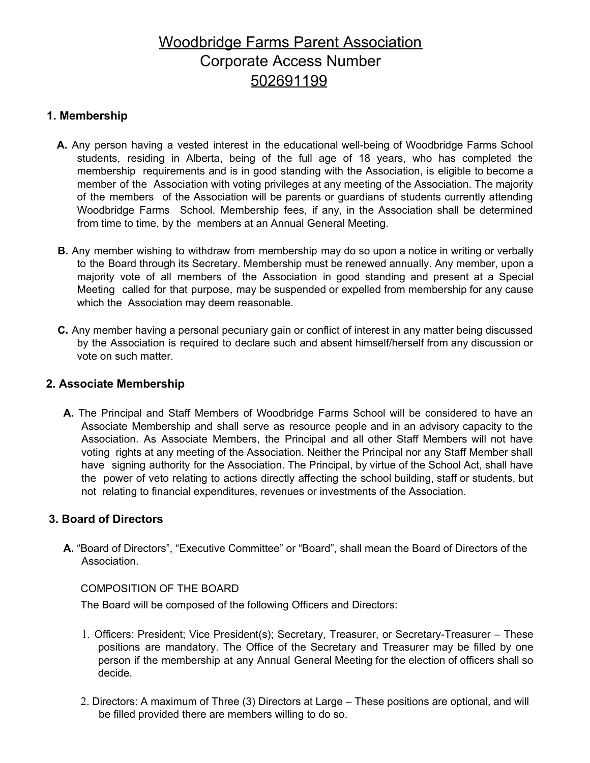# Woodbridge Farms Parent Association
## Corporate Access Number
## 502691199

### 1. Membership

**A.** Any person having a vested interest in the educational well-being of Woodbridge Farms School students, residing in Alberta, being of the full age of 18 years, who has completed the membership requirements and is in good standing with the Association, is eligible to become a member of the Association with voting privileges at any meeting of the Association. The majority of the members of the Association will be parents or guardians of students currently attending Woodbridge Farms School. Membership fees, if any, in the Association shall be determined from time to time, by the members at an Annual General Meeting.

**B.** Any member wishing to withdraw from membership may do so upon a notice in writing or verbally to the Board through its Secretary. Membership must be renewed annually. Any member, upon a majority vote of all members of the Association in good standing and present at a Special Meeting called for that purpose, may be suspended or expelled from membership for any cause which the Association may deem reasonable.

**C.** Any member having a personal pecuniary gain or conflict of interest in any matter being discussed by the Association is required to declare such and absent himself/herself from any discussion or vote on such matter.

### 2. Associate Membership

**A.** The Principal and Staff Members of Woodbridge Farms School will be considered to have an Associate Membership and shall serve as resource people and in an advisory capacity to the Association. As Associate Members, the Principal and all other Staff Members will not have voting rights at any meeting of the Association. Neither the Principal nor any Staff Member shall have signing authority for the Association. The Principal, by virtue of the School Act, shall have the power of veto relating to actions directly affecting the school building, staff or students, but not relating to financial expenditures, revenues or investments of the Association.

### 3. Board of Directors

**A.** "Board of Directors", "Executive Committee" or "Board", shall mean the Board of Directors of the Association.

COMPOSITION OF THE BOARD

The Board will be composed of the following Officers and Directors:

1. Officers: President; Vice President(s); Secretary, Treasurer, or Secretary-Treasurer – These positions are mandatory. The Office of the Secretary and Treasurer may be filled by one person if the membership at any Annual General Meeting for the election of officers shall so decide.

2. Directors: A maximum of Three (3) Directors at Large – These positions are optional, and will be filled provided there are members willing to do so.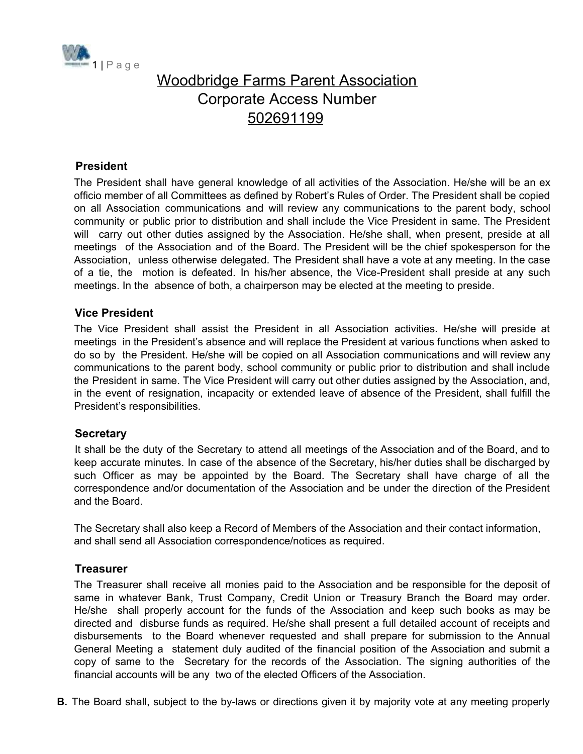# Woodbridge Farms Parent Association
## Corporate Access Number
## 502691199

### President

The President shall have general knowledge of all activities of the Association. He/she will be an ex officio member of all Committees as defined by Robert's Rules of Order. The President shall be copied on all Association communications and will review any communications to the parent body, school community or public prior to distribution and shall include the Vice President in same. The President will carry out other duties assigned by the Association. He/she shall, when present, preside at all meetings of the Association and of the Board. The President will be the chief spokesperson for the Association, unless otherwise delegated. The President shall have a vote at any meeting. In the case of a tie, the motion is defeated. In his/her absence, the Vice-President shall preside at any such meetings. In the absence of both, a chairperson may be elected at the meeting to preside.

### Vice President

The Vice President shall assist the President in all Association activities. He/she will preside at meetings in the President's absence and will replace the President at various functions when asked to do so by the President. He/she will be copied on all Association communications and will review any communications to the parent body, school community or public prior to distribution and shall include the President in same. The Vice President will carry out other duties assigned by the Association, and, in the event of resignation, incapacity or extended leave of absence of the President, shall fulfill the President's responsibilities.

### Secretary

It shall be the duty of the Secretary to attend all meetings of the Association and of the Board, and to keep accurate minutes. In case of the absence of the Secretary, his/her duties shall be discharged by such Officer as may be appointed by the Board. The Secretary shall have charge of all the correspondence and/or documentation of the Association and be under the direction of the President and the Board.

The Secretary shall also keep a Record of Members of the Association and their contact information, and shall send all Association correspondence/notices as required.

### Treasurer

The Treasurer shall receive all monies paid to the Association and be responsible for the deposit of same in whatever Bank, Trust Company, Credit Union or Treasury Branch the Board may order. He/she shall properly account for the funds of the Association and keep such books as may be directed and disburse funds as required. He/she shall present a full detailed account of receipts and disbursements to the Board whenever requested and shall prepare for submission to the Annual General Meeting a statement duly audited of the financial position of the Association and submit a copy of same to the Secretary for the records of the Association. The signing authorities of the financial accounts will be any two of the elected Officers of the Association.

**B.** The Board shall, subject to the by-laws or directions given it by majority vote at any meeting properly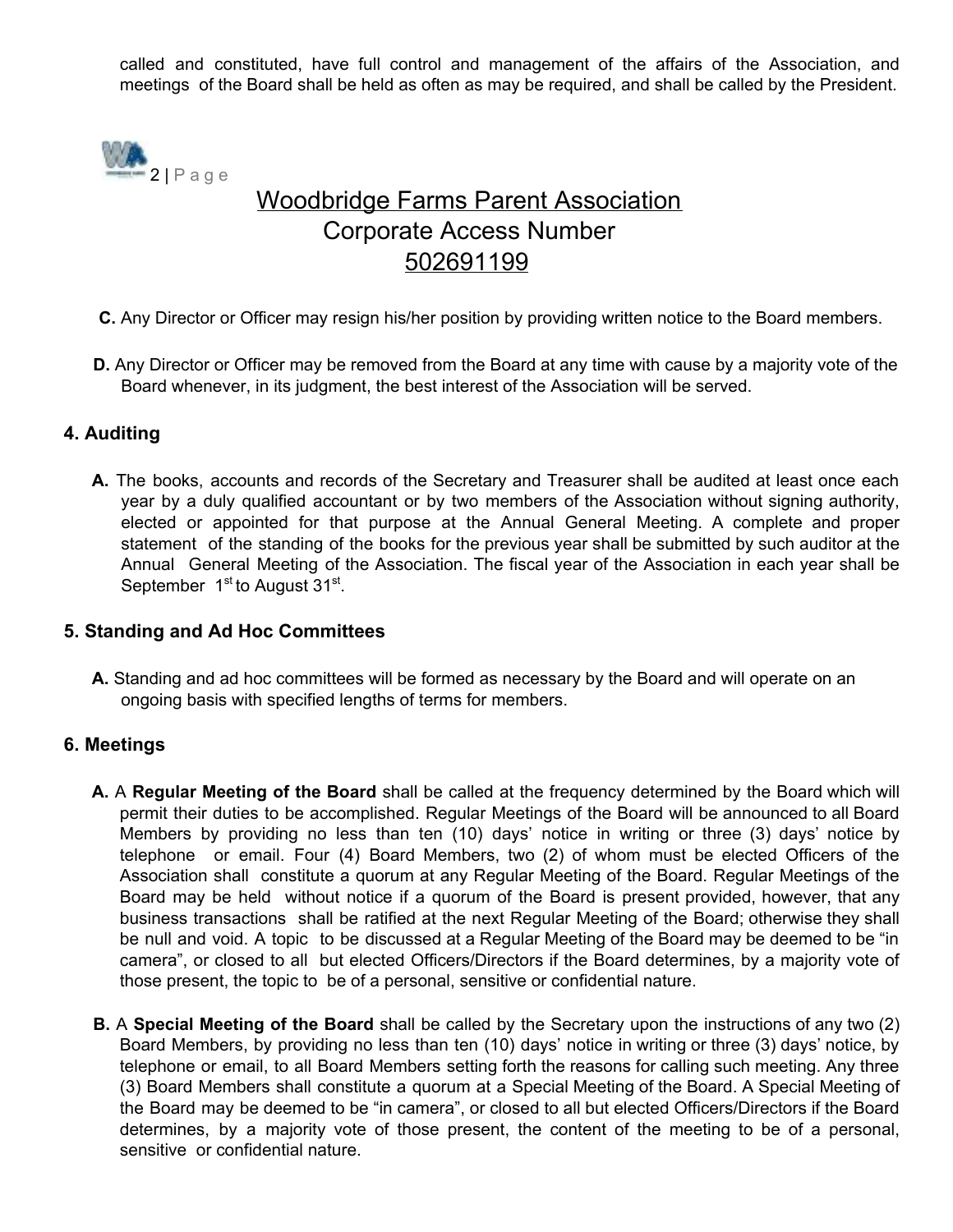called and constituted, have full control and management of the affairs of the Association, and meetings of the Board shall be held as often as may be required, and shall be called by the President.

# Woodbridge Farms Parent Association
# Corporate Access Number
# 502691199

**C.** Any Director or Officer may resign his/her position by providing written notice to the Board members.

**D.** Any Director or Officer may be removed from the Board at any time with cause by a majority vote of the Board whenever, in its judgment, the best interest of the Association will be served.

### 4. Auditing

**A.** The books, accounts and records of the Secretary and Treasurer shall be audited at least once each year by a duly qualified accountant or by two members of the Association without signing authority, elected or appointed for that purpose at the Annual General Meeting. A complete and proper statement of the standing of the books for the previous year shall be submitted by such auditor at the Annual General Meeting of the Association. The fiscal year of the Association in each year shall be September 1st to August 31st.

### 5. Standing and Ad Hoc Committees

**A.** Standing and ad hoc committees will be formed as necessary by the Board and will operate on an ongoing basis with specified lengths of terms for members.

### 6. Meetings

**A.** A **Regular Meeting of the Board** shall be called at the frequency determined by the Board which will permit their duties to be accomplished. Regular Meetings of the Board will be announced to all Board Members by providing no less than ten (10) days' notice in writing or three (3) days' notice by telephone or email. Four (4) Board Members, two (2) of whom must be elected Officers of the Association shall constitute a quorum at any Regular Meeting of the Board. Regular Meetings of the Board may be held without notice if a quorum of the Board is present provided, however, that any business transactions shall be ratified at the next Regular Meeting of the Board; otherwise they shall be null and void. A topic to be discussed at a Regular Meeting of the Board may be deemed to be "in camera", or closed to all but elected Officers/Directors if the Board determines, by a majority vote of those present, the topic to be of a personal, sensitive or confidential nature.

**B.** A **Special Meeting of the Board** shall be called by the Secretary upon the instructions of any two (2) Board Members, by providing no less than ten (10) days' notice in writing or three (3) days' notice, by telephone or email, to all Board Members setting forth the reasons for calling such meeting. Any three (3) Board Members shall constitute a quorum at a Special Meeting of the Board. A Special Meeting of the Board may be deemed to be "in camera", or closed to all but elected Officers/Directors if the Board determines, by a majority vote of those present, the content of the meeting to be of a personal, sensitive or confidential nature.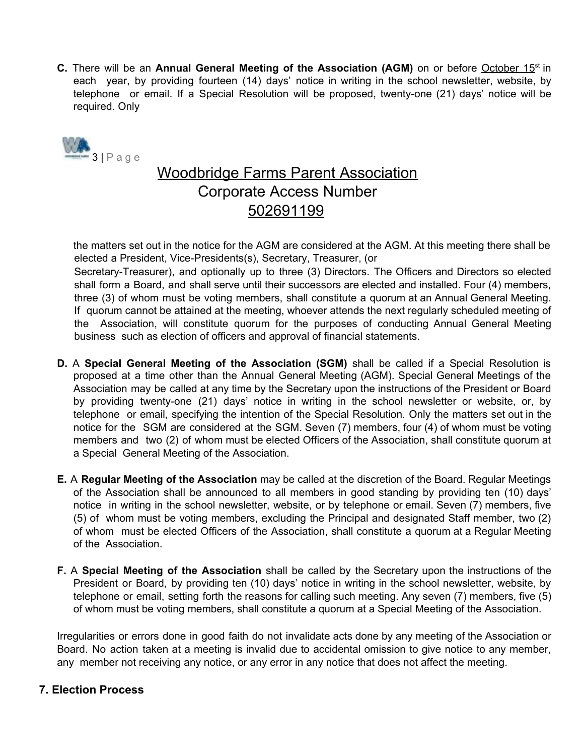**C.** There will be an **Annual General Meeting of the Association (AGM)** on or before October 15st in each year, by providing fourteen (14) days' notice in writing in the school newsletter, website, by telephone or email. If a Special Resolution will be proposed, twenty-one (21) days' notice will be required. Only the matters set out in the notice for the AGM are considered at the AGM. At this meeting there shall be elected a President, Vice-Presidents(s), Secretary, Treasurer, (or Secretary-Treasurer), and optionally up to three (3) Directors. The Officers and Directors so elected shall form a Board, and shall serve until their successors are elected and installed. Four (4) members, three (3) of whom must be voting members, shall constitute a quorum at an Annual General Meeting. If quorum cannot be attained at the meeting, whoever attends the next regularly scheduled meeting of the Association, will constitute quorum for the purposes of conducting Annual General Meeting business such as election of officers and approval of financial statements.

**D.** A **Special General Meeting of the Association (SGM)** shall be called if a Special Resolution is proposed at a time other than the Annual General Meeting (AGM). Special General Meetings of the Association may be called at any time by the Secretary upon the instructions of the President or Board by providing twenty-one (21) days' notice in writing in the school newsletter or website, or, by telephone or email, specifying the intention of the Special Resolution. Only the matters set out in the notice for the SGM are considered at the SGM. Seven (7) members, four (4) of whom must be voting members and two (2) of whom must be elected Officers of the Association, shall constitute quorum at a Special General Meeting of the Association.

**E.** A **Regular Meeting of the Association** may be called at the discretion of the Board. Regular Meetings of the Association shall be announced to all members in good standing by providing ten (10) days' notice in writing in the school newsletter, website, or by telephone or email. Seven (7) members, five (5) of whom must be voting members, excluding the Principal and designated Staff member, two (2) of whom must be elected Officers of the Association, shall constitute a quorum at a Regular Meeting of the Association.

**F.** A **Special Meeting of the Association** shall be called by the Secretary upon the instructions of the President or Board, by providing ten (10) days' notice in writing in the school newsletter, website, by telephone or email, setting forth the reasons for calling such meeting. Any seven (7) members, five (5) of whom must be voting members, shall constitute a quorum at a Special Meeting of the Association.

Irregularities or errors done in good faith do not invalidate acts done by any meeting of the Association or Board. No action taken at a meeting is invalid due to accidental omission to give notice to any member, any member not receiving any notice, or any error in any notice that does not affect the meeting.

## 7. Election Process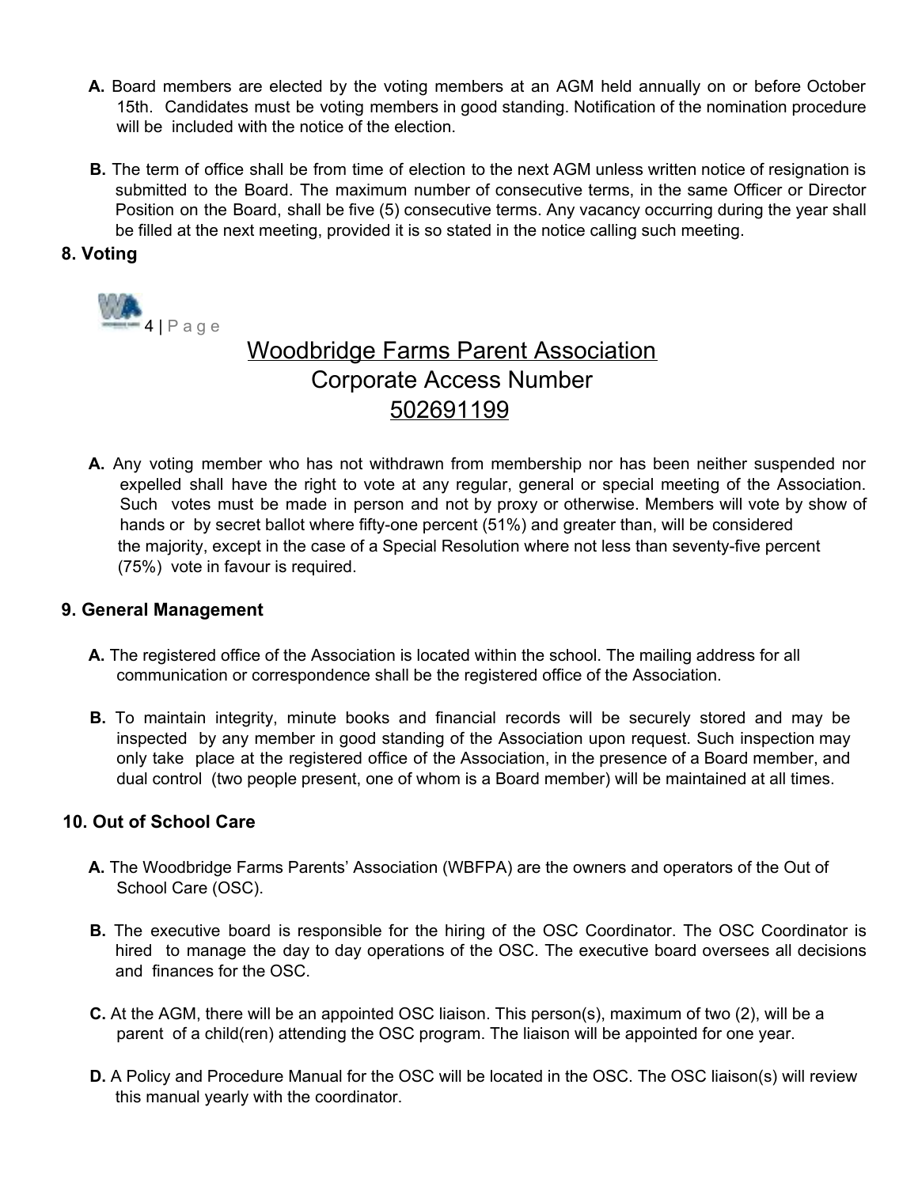**A.** Board members are elected by the voting members at an AGM held annually on or before October 15th. Candidates must be voting members in good standing. Notification of the nomination procedure will be included with the notice of the election.

**B.** The term of office shall be from time of election to the next AGM unless written notice of resignation is submitted to the Board. The maximum number of consecutive terms, in the same Officer or Director Position on the Board, shall be five (5) consecutive terms. Any vacancy occurring during the year shall be filled at the next meeting, provided it is so stated in the notice calling such meeting.

## 8. Voting

**A.** Any voting member who has not withdrawn from membership nor has been neither suspended nor expelled shall have the right to vote at any regular, general or special meeting of the Association. Such votes must be made in person and not by proxy or otherwise. Members will vote by show of hands or by secret ballot where fifty-one percent (51%) and greater than, will be considered the majority, except in the case of a Special Resolution where not less than seventy-five percent (75%) vote in favour is required.

## 9. General Management

**A.** The registered office of the Association is located within the school. The mailing address for all communication or correspondence shall be the registered office of the Association.

**B.** To maintain integrity, minute books and financial records will be securely stored and may be inspected by any member in good standing of the Association upon request. Such inspection may only take place at the registered office of the Association, in the presence of a Board member, and dual control (two people present, one of whom is a Board member) will be maintained at all times.

## 10. Out of School Care

**A.** The Woodbridge Farms Parents' Association (WBFPA) are the owners and operators of the Out of School Care (OSC).

**B.** The executive board is responsible for the hiring of the OSC Coordinator. The OSC Coordinator is hired to manage the day to day operations of the OSC. The executive board oversees all decisions and finances for the OSC.

**C.** At the AGM, there will be an appointed OSC liaison. This person(s), maximum of two (2), will be a parent of a child(ren) attending the OSC program. The liaison will be appointed for one year.

**D.** A Policy and Procedure Manual for the OSC will be located in the OSC. The OSC liaison(s) will review this manual yearly with the coordinator.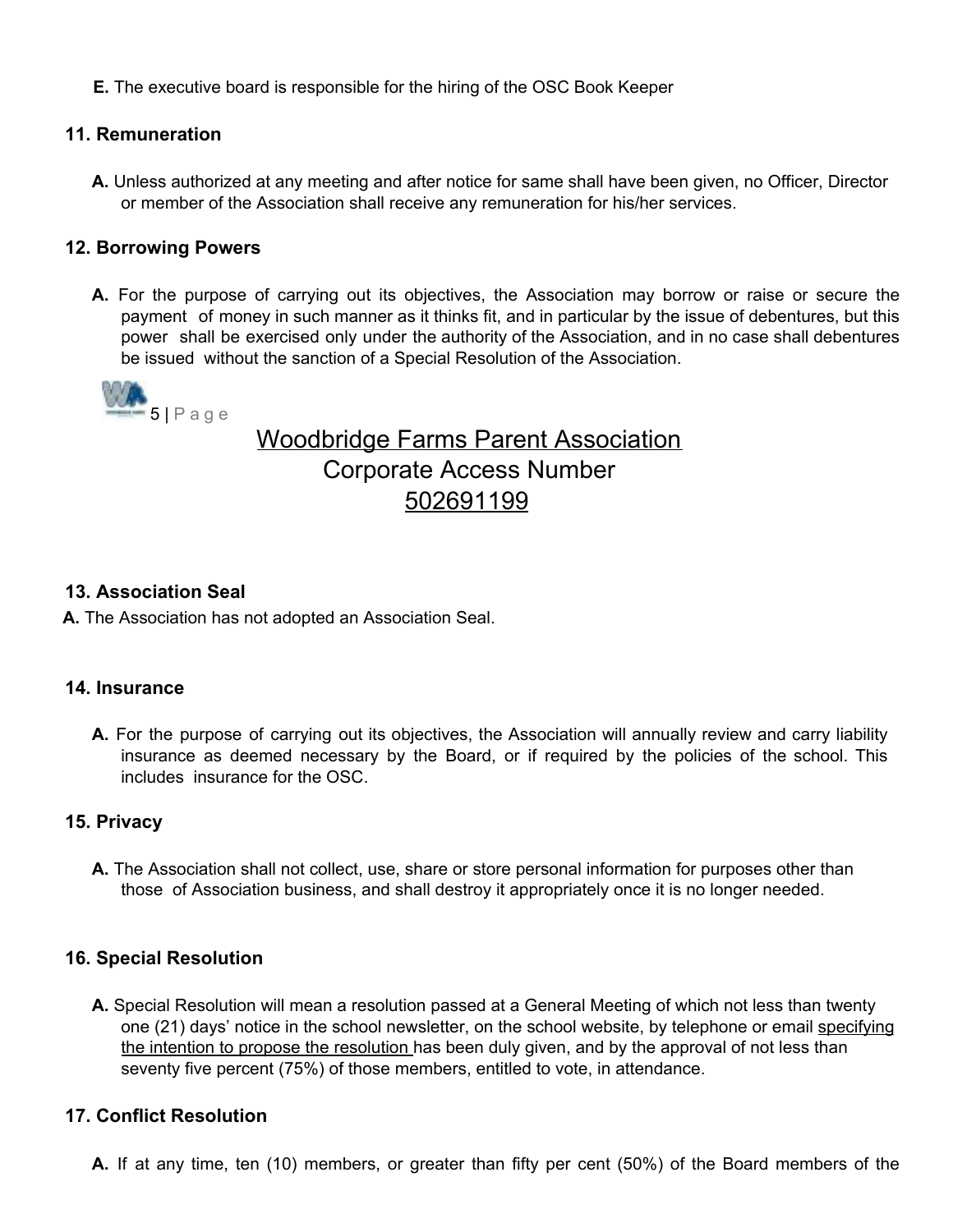**E.** The executive board is responsible for the hiring of the OSC Book Keeper

## 11. Remuneration

**A.** Unless authorized at any meeting and after notice for same shall have been given, no Officer, Director or member of the Association shall receive any remuneration for his/her services.

## 12. Borrowing Powers

**A.** For the purpose of carrying out its objectives, the Association may borrow or raise or secure the payment of money in such manner as it thinks fit, and in particular by the issue of debentures, but this power shall be exercised only under the authority of the Association, and in no case shall debentures be issued without the sanction of a Special Resolution of the Association.

Woodbridge Farms Parent Association
Corporate Access Number
502691199

## 13. Association Seal

**A.** The Association has not adopted an Association Seal.

## 14. Insurance

**A.** For the purpose of carrying out its objectives, the Association will annually review and carry liability insurance as deemed necessary by the Board, or if required by the policies of the school. This includes insurance for the OSC.

## 15. Privacy

**A.** The Association shall not collect, use, share or store personal information for purposes other than those of Association business, and shall destroy it appropriately once it is no longer needed.

## 16. Special Resolution

**A.** Special Resolution will mean a resolution passed at a General Meeting of which not less than twenty one (21) days' notice in the school newsletter, on the school website, by telephone or email specifying the intention to propose the resolution has been duly given, and by the approval of not less than seventy five percent (75%) of those members, entitled to vote, in attendance.

## 17. Conflict Resolution

**A.** If at any time, ten (10) members, or greater than fifty per cent (50%) of the Board members of the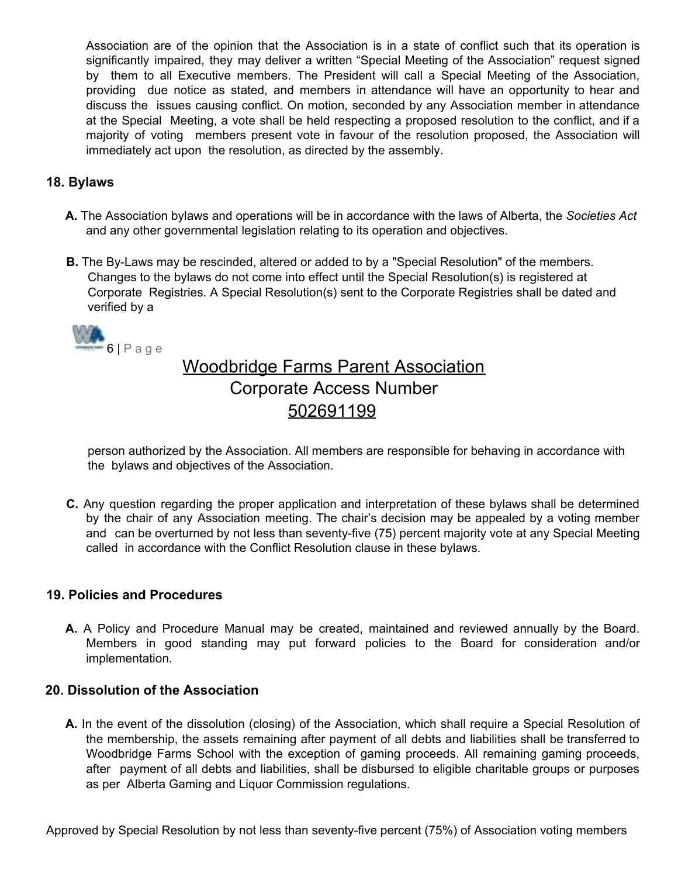Association are of the opinion that the Association is in a state of conflict such that its operation is significantly impaired, they may deliver a written "Special Meeting of the Association" request signed by them to all Executive members. The President will call a Special Meeting of the Association, providing due notice as stated, and members in attendance will have an opportunity to hear and discuss the issues causing conflict. On motion, seconded by any Association member in attendance at the Special Meeting, a vote shall be held respecting a proposed resolution to the conflict, and if a majority of voting members present vote in favour of the resolution proposed, the Association will immediately act upon the resolution, as directed by the assembly.

### 18. Bylaws

**A.** The Association bylaws and operations will be in accordance with the laws of Alberta, the *Societies Act* and any other governmental legislation relating to its operation and objectives.

**B.** The By-Laws may be rescinded, altered or added to by a "Special Resolution" of the members. Changes to the bylaws do not come into effect until the Special Resolution(s) is registered at Corporate Registries. A Special Resolution(s) sent to the Corporate Registries shall be dated and verified by a person authorized by the Association. All members are responsible for behaving in accordance with the bylaws and objectives of the Association.

**C.** Any question regarding the proper application and interpretation of these bylaws shall be determined by the chair of any Association meeting. The chair's decision may be appealed by a voting member and can be overturned by not less than seventy-five (75) percent majority vote at any Special Meeting called in accordance with the Conflict Resolution clause in these bylaws.

### 19. Policies and Procedures

**A.** A Policy and Procedure Manual may be created, maintained and reviewed annually by the Board. Members in good standing may put forward policies to the Board for consideration and/or implementation.

### 20. Dissolution of the Association

**A.** In the event of the dissolution (closing) of the Association, which shall require a Special Resolution of the membership, the assets remaining after payment of all debts and liabilities shall be transferred to Woodbridge Farms School with the exception of gaming proceeds. All remaining gaming proceeds, after payment of all debts and liabilities, shall be disbursed to eligible charitable groups or purposes as per Alberta Gaming and Liquor Commission regulations.

Approved by Special Resolution by not less than seventy-five percent (75%) of Association voting members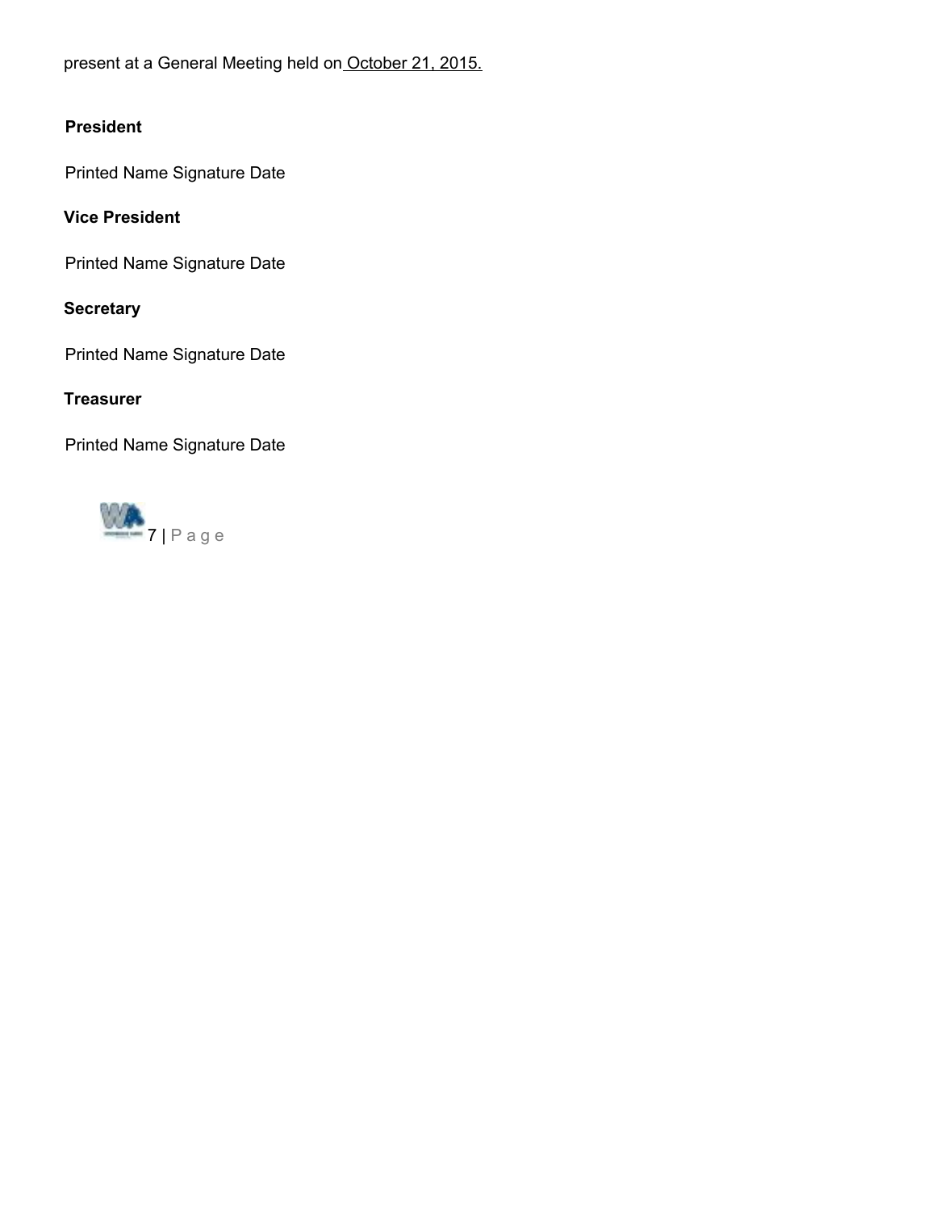present at a General Meeting held on <u>October 21, 2015.</u>

**President**

Printed Name Signature Date

**Vice President**

Printed Name Signature Date

**Secretary**

Printed Name Signature Date

**Treasurer**

Printed Name Signature Date